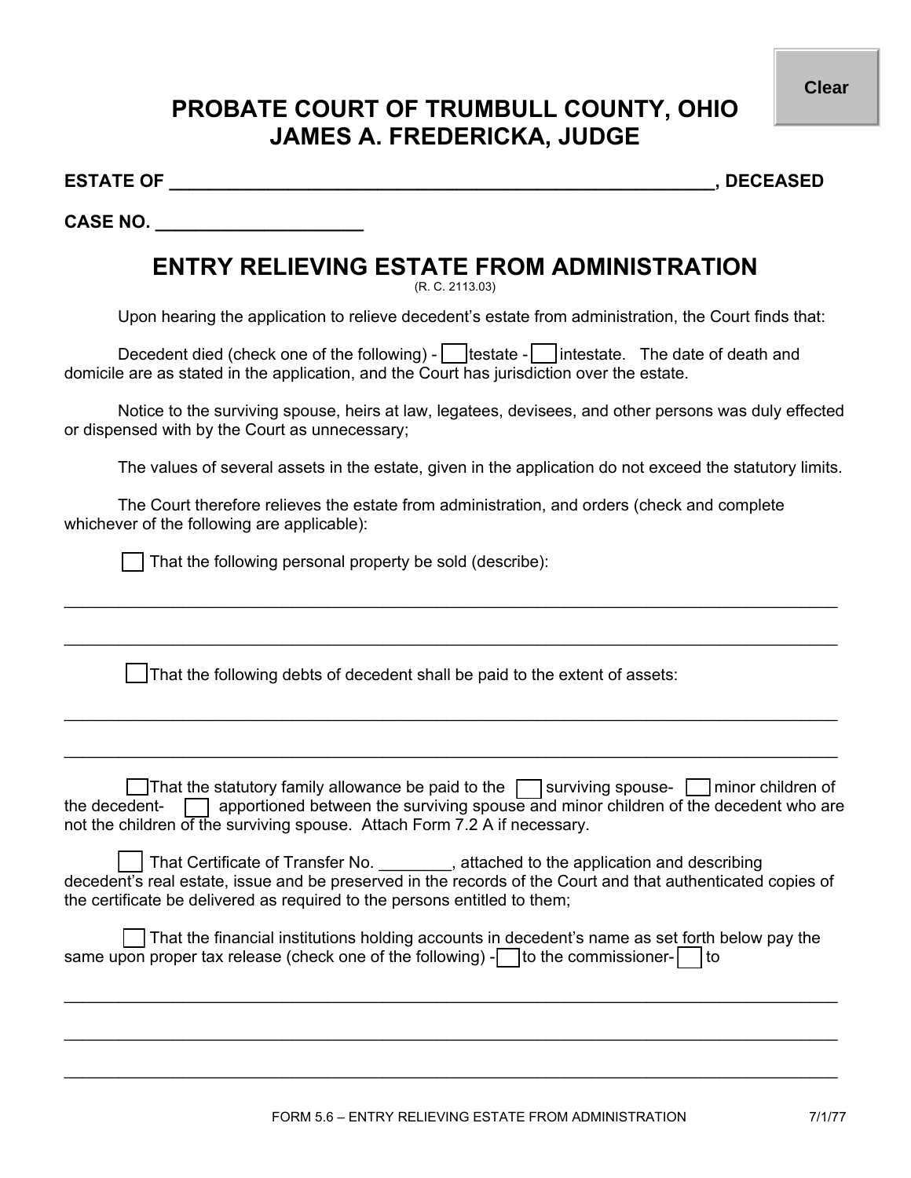# PROBATE COURT OF TRUMBULL COUNTY, OHIO
# JAMES A. FREDERICKA, JUDGE

**ESTATE OF \_\_\_\_\_\_\_\_\_\_\_\_\_\_\_\_\_\_\_\_\_\_\_\_\_\_\_\_\_\_\_\_\_\_\_\_\_\_\_\_\_\_\_\_\_\_\_\_\_\_\_\_\_\_\_\_\_\_, DECEASED**

**CASE NO. \_\_\_\_\_\_\_\_\_\_\_\_\_\_\_\_\_\_\_\_\_**

## ENTRY RELIEVING ESTATE FROM ADMINISTRATION

(R. C. 2113.03)

Upon hearing the application to relieve decedent's estate from administration, the Court finds that:

Decedent died (check one of the following) - ☐ testate - ☐ intestate. The date of death and domicile are as stated in the application, and the Court has jurisdiction over the estate.

Notice to the surviving spouse, heirs at law, legatees, devisees, and other persons was duly effected or dispensed with by the Court as unnecessary;

The values of several assets in the estate, given in the application do not exceed the statutory limits.

The Court therefore relieves the estate from administration, and orders (check and complete whichever of the following are applicable):

☐ That the following personal property be sold (describe):

\_\_\_\_\_\_\_\_\_\_\_\_\_\_\_\_\_\_\_\_\_\_\_\_\_\_\_\_\_\_\_\_\_\_\_\_\_\_\_\_\_\_\_\_\_\_\_\_\_\_\_\_\_\_\_\_\_\_\_\_\_\_\_\_\_\_\_\_\_\_\_\_\_\_\_\_\_\_

\_\_\_\_\_\_\_\_\_\_\_\_\_\_\_\_\_\_\_\_\_\_\_\_\_\_\_\_\_\_\_\_\_\_\_\_\_\_\_\_\_\_\_\_\_\_\_\_\_\_\_\_\_\_\_\_\_\_\_\_\_\_\_\_\_\_\_\_\_\_\_\_\_\_\_\_\_\_

☐ That the following debts of decedent shall be paid to the extent of assets:

\_\_\_\_\_\_\_\_\_\_\_\_\_\_\_\_\_\_\_\_\_\_\_\_\_\_\_\_\_\_\_\_\_\_\_\_\_\_\_\_\_\_\_\_\_\_\_\_\_\_\_\_\_\_\_\_\_\_\_\_\_\_\_\_\_\_\_\_\_\_\_\_\_\_\_\_\_\_

\_\_\_\_\_\_\_\_\_\_\_\_\_\_\_\_\_\_\_\_\_\_\_\_\_\_\_\_\_\_\_\_\_\_\_\_\_\_\_\_\_\_\_\_\_\_\_\_\_\_\_\_\_\_\_\_\_\_\_\_\_\_\_\_\_\_\_\_\_\_\_\_\_\_\_\_\_\_

☐ That the statutory family allowance be paid to the ☐ surviving spouse- ☐ minor children of the decedent- ☐ apportioned between the surviving spouse and minor children of the decedent who are not the children of the surviving spouse. Attach Form 7.2 A if necessary.

☐ That Certificate of Transfer No. \_\_\_\_\_\_\_\_, attached to the application and describing decedent's real estate, issue and be preserved in the records of the Court and that authenticated copies of the certificate be delivered as required to the persons entitled to them;

☐ That the financial institutions holding accounts in decedent's name as set forth below pay the same upon proper tax release (check one of the following) - ☐ to the commissioner- ☐ to

\_\_\_\_\_\_\_\_\_\_\_\_\_\_\_\_\_\_\_\_\_\_\_\_\_\_\_\_\_\_\_\_\_\_\_\_\_\_\_\_\_\_\_\_\_\_\_\_\_\_\_\_\_\_\_\_\_\_\_\_\_\_\_\_\_\_\_\_\_\_\_\_\_\_\_\_\_\_

\_\_\_\_\_\_\_\_\_\_\_\_\_\_\_\_\_\_\_\_\_\_\_\_\_\_\_\_\_\_\_\_\_\_\_\_\_\_\_\_\_\_\_\_\_\_\_\_\_\_\_\_\_\_\_\_\_\_\_\_\_\_\_\_\_\_\_\_\_\_\_\_\_\_\_\_\_\_

\_\_\_\_\_\_\_\_\_\_\_\_\_\_\_\_\_\_\_\_\_\_\_\_\_\_\_\_\_\_\_\_\_\_\_\_\_\_\_\_\_\_\_\_\_\_\_\_\_\_\_\_\_\_\_\_\_\_\_\_\_\_\_\_\_\_\_\_\_\_\_\_\_\_\_\_\_\_

FORM 5.6 – ENTRY RELIEVING ESTATE FROM ADMINISTRATION 7/1/77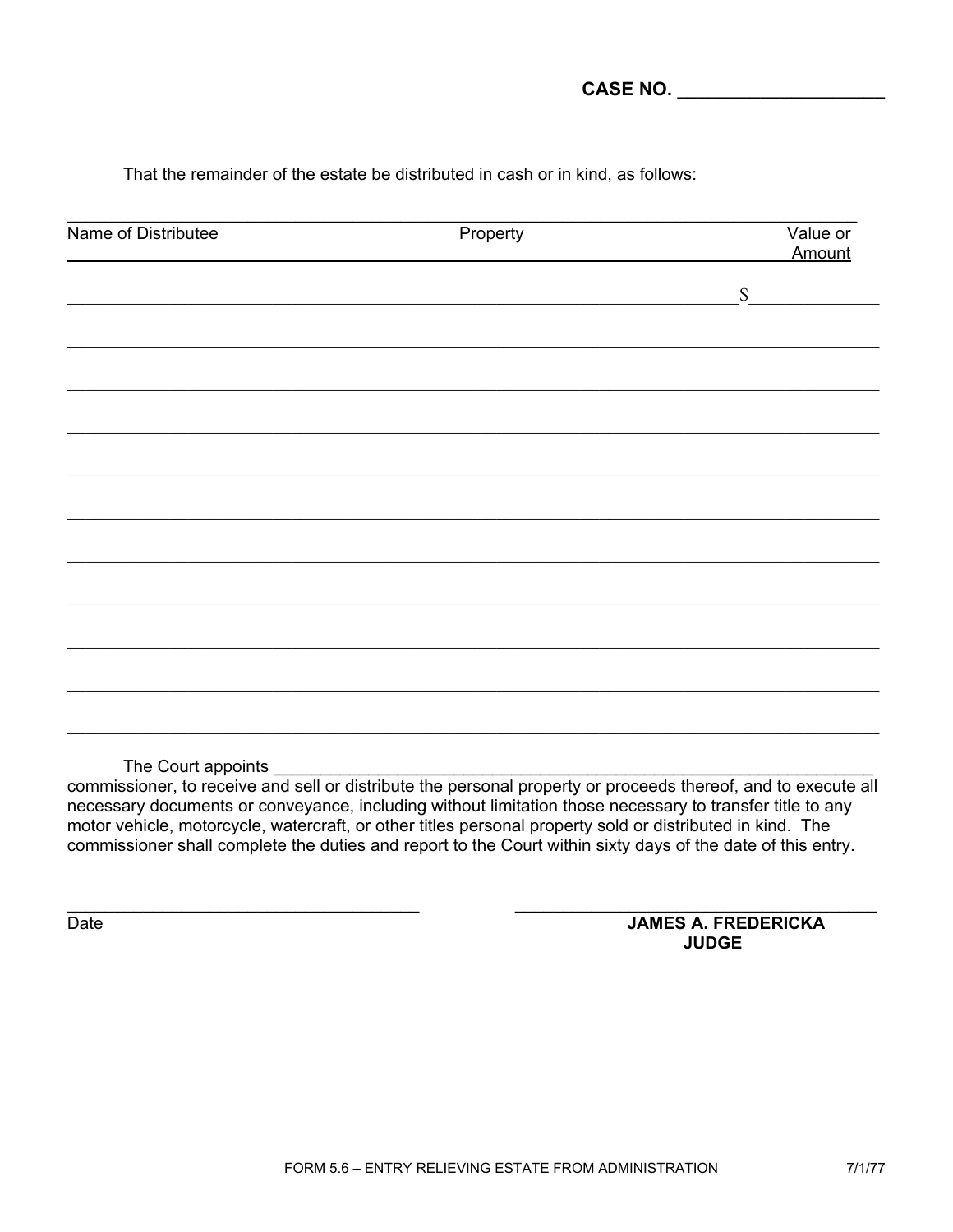**CASE NO. ____________________**

That the remainder of the estate be distributed in cash or in kind, as follows:

| Name of Distributee | Property | Value or Amount |
| --- | --- | --- |
| | | $ |
| | | |
| | | |
| | | |
| | | |
| | | |
| | | |
| | | |
| | | |
| | | |
| | | |

The Court appoints ______________________________________________________________ commissioner, to receive and sell or distribute the personal property or proceeds thereof, and to execute all necessary documents or conveyance, including without limitation those necessary to transfer title to any motor vehicle, motorcycle, watercraft, or other titles personal property sold or distributed in kind. The commissioner shall complete the duties and report to the Court within sixty days of the date of this entry.

_____________________________________ Date

_____________________________________ **JAMES A. FREDERICKA** **JUDGE**

FORM 5.6 – ENTRY RELIEVING ESTATE FROM ADMINISTRATION 7/1/77